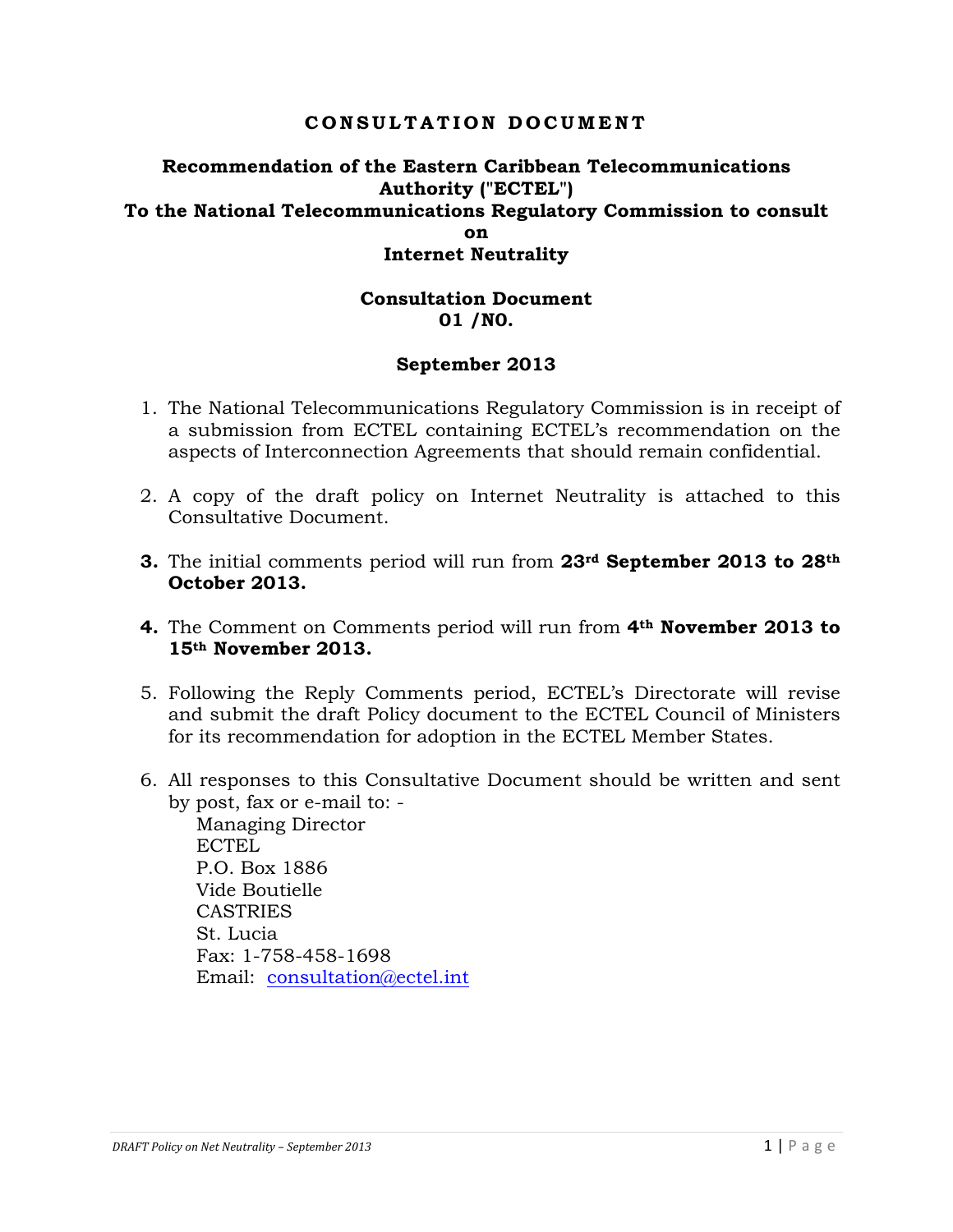# CONSULTATION DOCUMENT

## Recommendation of the Eastern Caribbean Telecommunications Authority ("ECTEL") To the National Telecommunications Regulatory Commission to consult on Internet Neutrality

### Consultation Document 01 /NO.

### September 2013

1. The National Telecommunications Regulatory Commission is in receipt of a submission from ECTEL containing ECTEL's recommendation on the aspects of Interconnection Agreements that should remain confidential.

2. A copy of the draft policy on Internet Neutrality is attached to this Consultative Document.

3. The initial comments period will run from **23rd September 2013 to 28th October 2013.**

4. The Comment on Comments period will run from **4th November 2013 to 15th November 2013.**

5. Following the Reply Comments period, ECTEL's Directorate will revise and submit the draft Policy document to the ECTEL Council of Ministers for its recommendation for adoption in the ECTEL Member States.

6. All responses to this Consultative Document should be written and sent by post, fax or e-mail to: -
   Managing Director
   ECTEL
   P.O. Box 1886
   Vide Boutielle
   CASTRIES
   St. Lucia
   Fax: 1-758-458-1698
   Email: consultation@ectel.int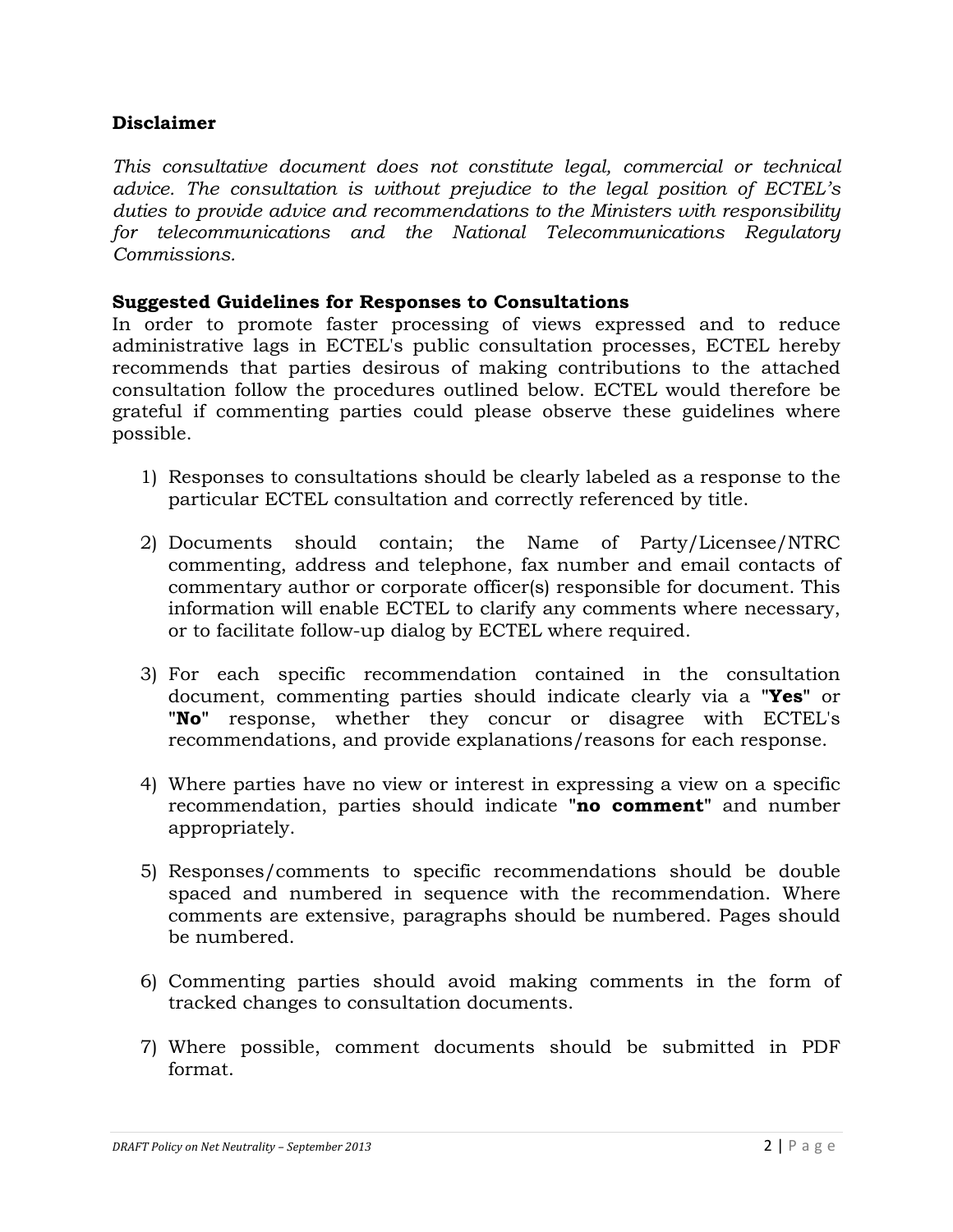## Disclaimer

*This consultative document does not constitute legal, commercial or technical advice. The consultation is without prejudice to the legal position of ECTEL's duties to provide advice and recommendations to the Ministers with responsibility for telecommunications and the National Telecommunications Regulatory Commissions.*

## Suggested Guidelines for Responses to Consultations

In order to promote faster processing of views expressed and to reduce administrative lags in ECTEL's public consultation processes, ECTEL hereby recommends that parties desirous of making contributions to the attached consultation follow the procedures outlined below. ECTEL would therefore be grateful if commenting parties could please observe these guidelines where possible.

1) Responses to consultations should be clearly labeled as a response to the particular ECTEL consultation and correctly referenced by title.

2) Documents should contain; the Name of Party/Licensee/NTRC commenting, address and telephone, fax number and email contacts of commentary author or corporate officer(s) responsible for document. This information will enable ECTEL to clarify any comments where necessary, or to facilitate follow-up dialog by ECTEL where required.

3) For each specific recommendation contained in the consultation document, commenting parties should indicate clearly via a "**Yes**" or "**No**" response, whether they concur or disagree with ECTEL's recommendations, and provide explanations/reasons for each response.

4) Where parties have no view or interest in expressing a view on a specific recommendation, parties should indicate "**no comment**" and number appropriately.

5) Responses/comments to specific recommendations should be double spaced and numbered in sequence with the recommendation. Where comments are extensive, paragraphs should be numbered. Pages should be numbered.

6) Commenting parties should avoid making comments in the form of tracked changes to consultation documents.

7) Where possible, comment documents should be submitted in PDF format.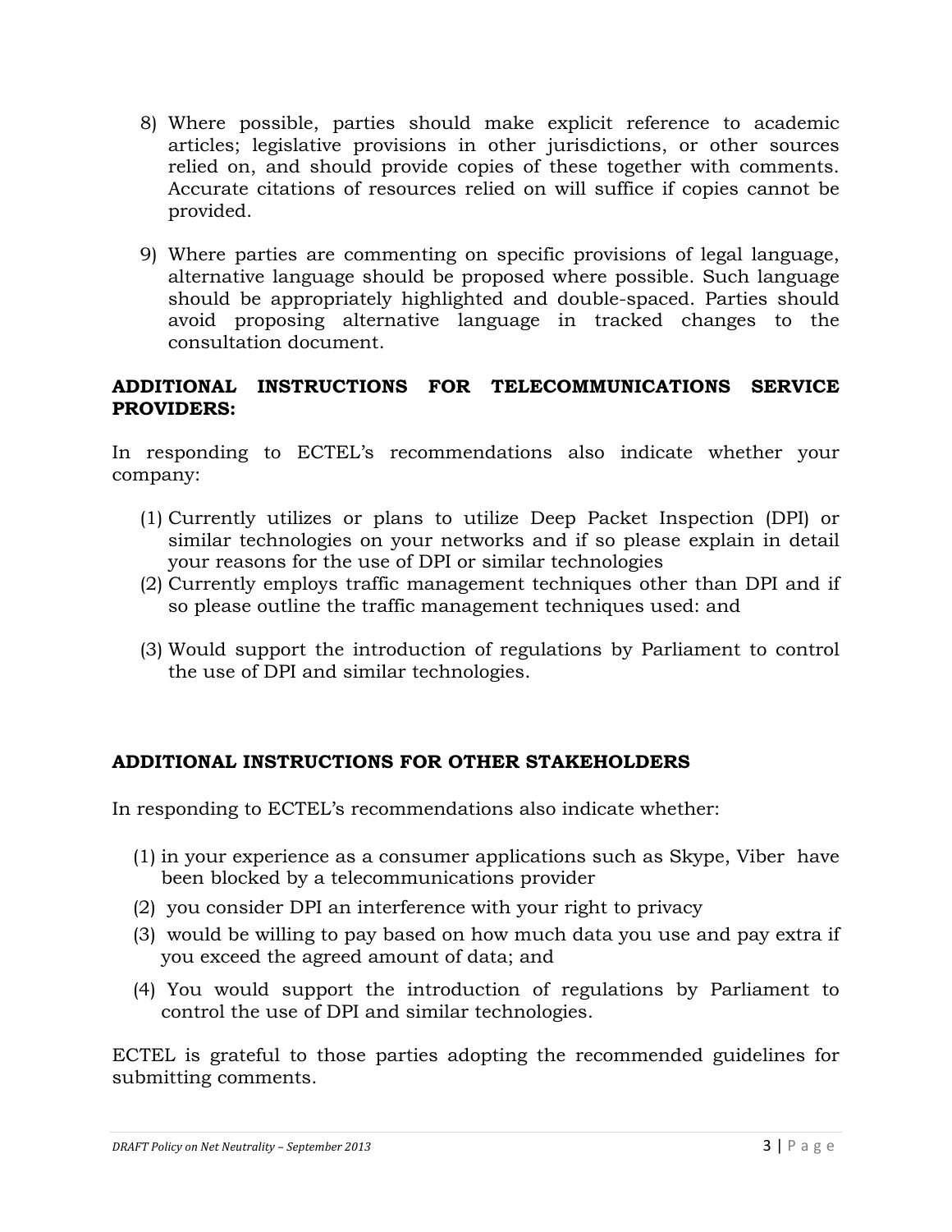8) Where possible, parties should make explicit reference to academic articles; legislative provisions in other jurisdictions, or other sources relied on, and should provide copies of these together with comments. Accurate citations of resources relied on will suffice if copies cannot be provided.

9) Where parties are commenting on specific provisions of legal language, alternative language should be proposed where possible. Such language should be appropriately highlighted and double-spaced. Parties should avoid proposing alternative language in tracked changes to the consultation document.

**ADDITIONAL INSTRUCTIONS FOR TELECOMMUNICATIONS SERVICE PROVIDERS:**

In responding to ECTEL's recommendations also indicate whether your company:

(1) Currently utilizes or plans to utilize Deep Packet Inspection (DPI) or similar technologies on your networks and if so please explain in detail your reasons for the use of DPI or similar technologies

(2) Currently employs traffic management techniques other than DPI and if so please outline the traffic management techniques used: and

(3) Would support the introduction of regulations by Parliament to control the use of DPI and similar technologies.

**ADDITIONAL INSTRUCTIONS FOR OTHER STAKEHOLDERS**

In responding to ECTEL's recommendations also indicate whether:

(1) in your experience as a consumer applications such as Skype, Viber have been blocked by a telecommunications provider

(2) you consider DPI an interference with your right to privacy

(3) would be willing to pay based on how much data you use and pay extra if you exceed the agreed amount of data; and

(4) You would support the introduction of regulations by Parliament to control the use of DPI and similar technologies.

ECTEL is grateful to those parties adopting the recommended guidelines for submitting comments.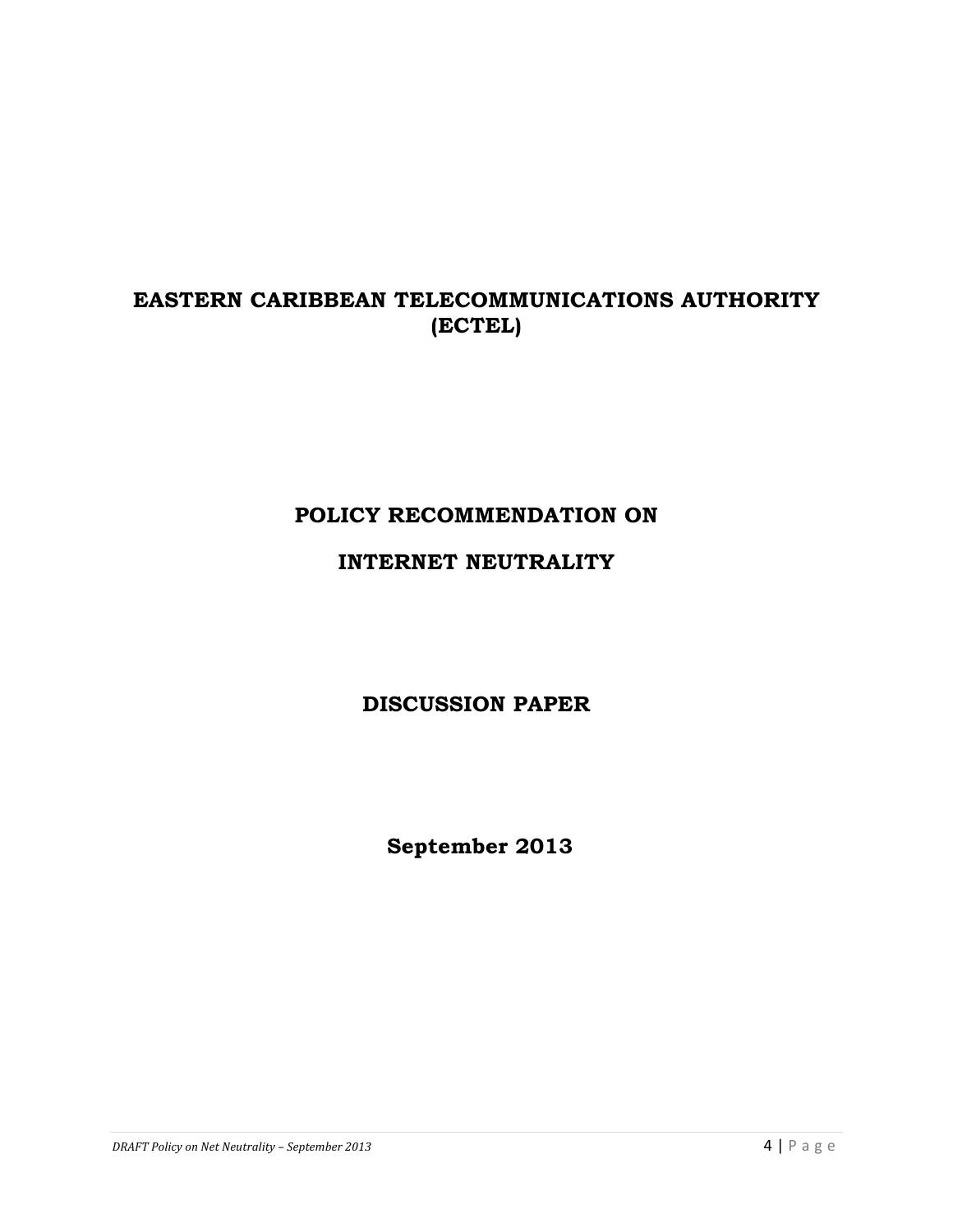# EASTERN CARIBBEAN TELECOMMUNICATIONS AUTHORITY (ECTEL)

## POLICY RECOMMENDATION ON INTERNET NEUTRALITY

## DISCUSSION PAPER

**September 2013**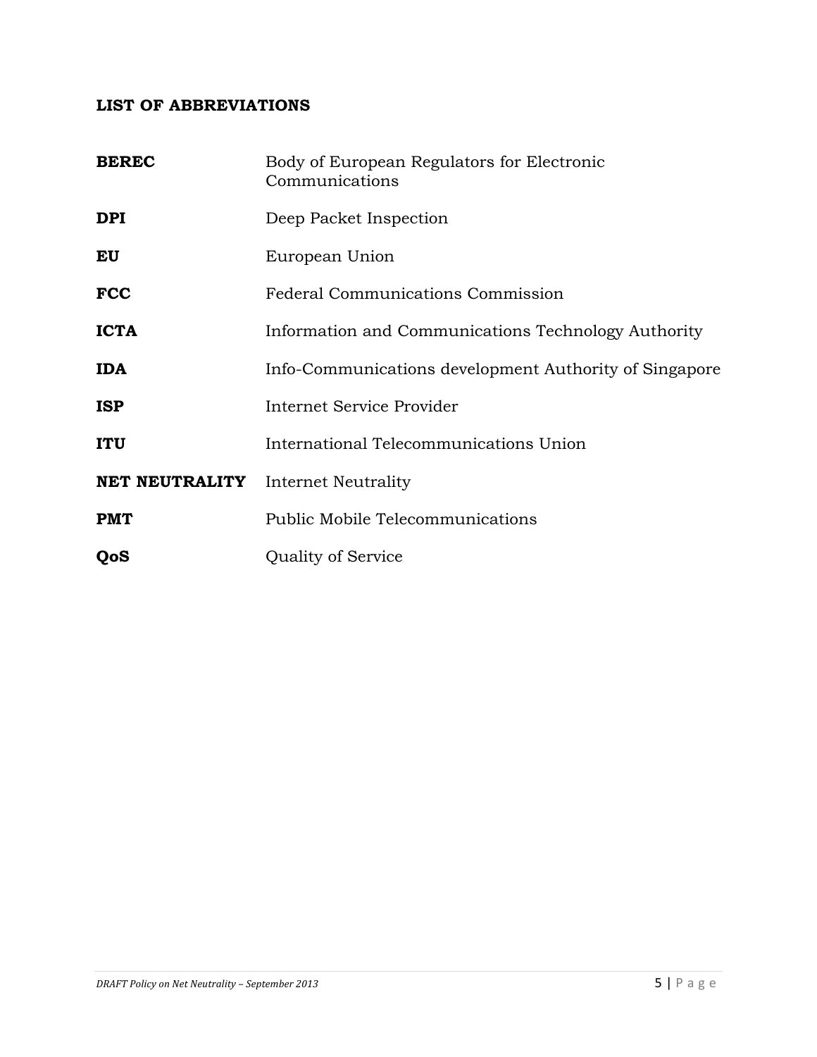## LIST OF ABBREVIATIONS

| | |
|---|---|
| **BEREC** | Body of European Regulators for Electronic Communications |
| **DPI** | Deep Packet Inspection |
| **EU** | European Union |
| **FCC** | Federal Communications Commission |
| **ICTA** | Information and Communications Technology Authority |
| **IDA** | Info-Communications development Authority of Singapore |
| **ISP** | Internet Service Provider |
| **ITU** | International Telecommunications Union |
| **NET NEUTRALITY** | Internet Neutrality |
| **PMT** | Public Mobile Telecommunications |
| **QoS** | Quality of Service |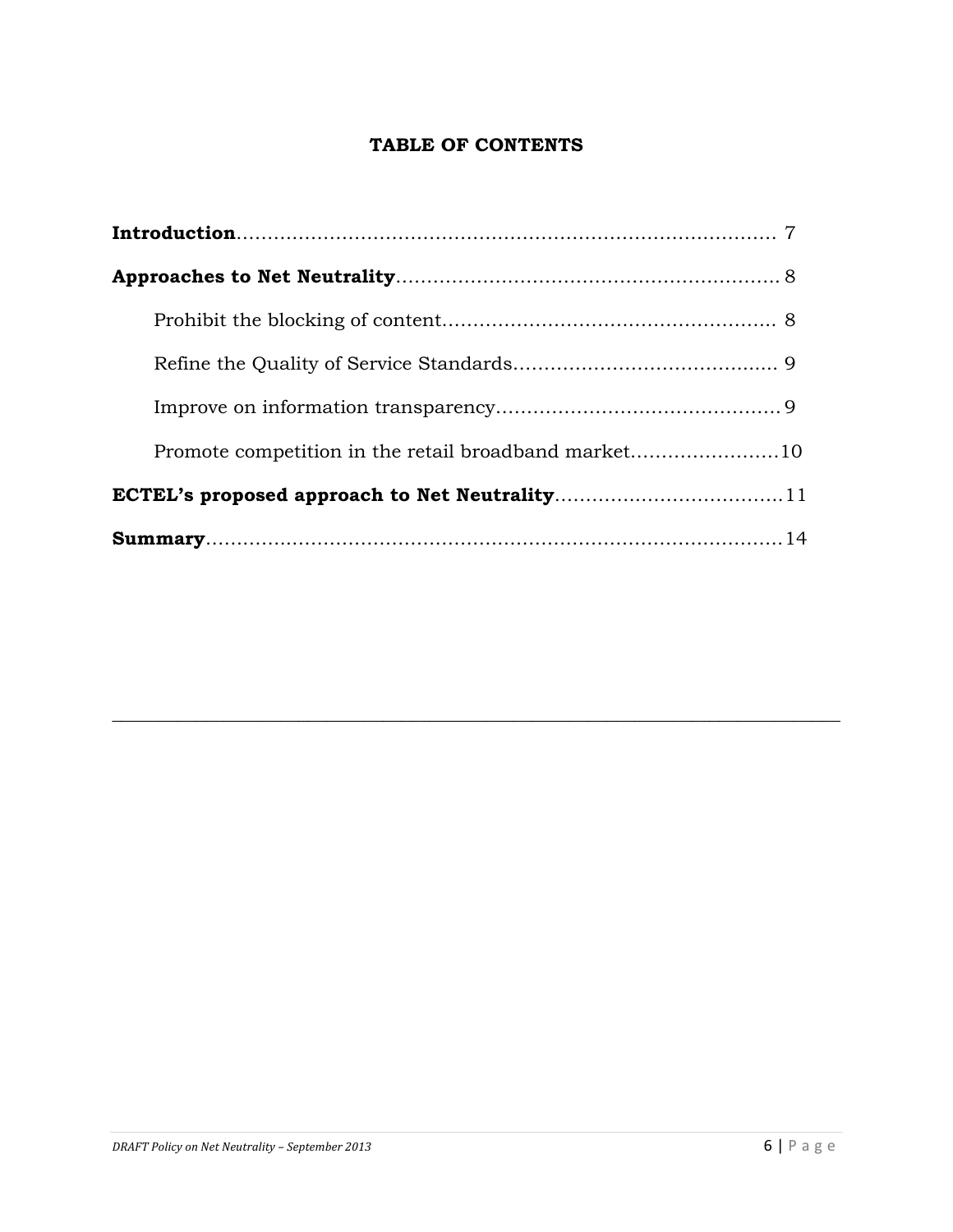# TABLE OF CONTENTS

**Introduction**........................................................................................ 7

**Approaches to Net Neutrality**............................................................ 8

Prohibit the blocking of content..................................................... 8

Refine the Quality of Service Standards.......................................... 9

Improve on information transparency............................................ 9

Promote competition in the retail broadband market.......................10

**ECTEL's proposed approach to Net Neutrality**....................................11

**Summary**.............................................................................................14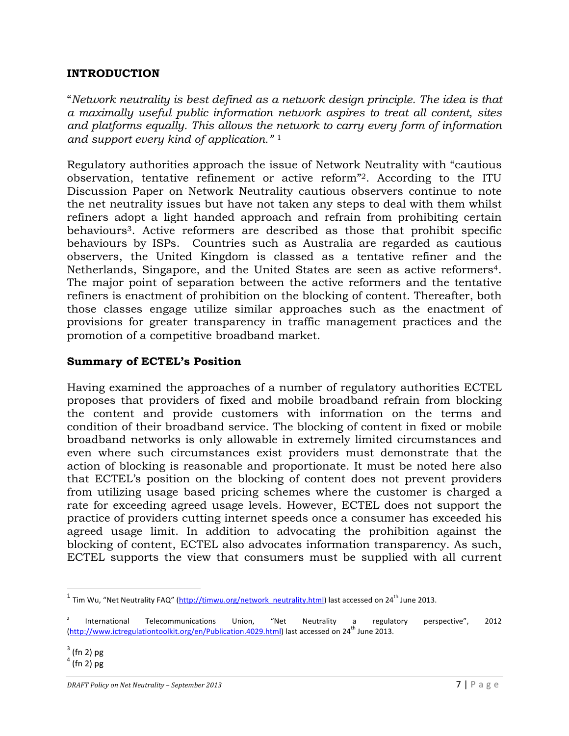## INTRODUCTION

"*Network neutrality is best defined as a network design principle. The idea is that a maximally useful public information network aspires to treat all content, sites and platforms equally. This allows the network to carry every form of information and support every kind of application."* [1]

Regulatory authorities approach the issue of Network Neutrality with "cautious observation, tentative refinement or active reform"[2]. According to the ITU Discussion Paper on Network Neutrality cautious observers continue to note the net neutrality issues but have not taken any steps to deal with them whilst refiners adopt a light handed approach and refrain from prohibiting certain behaviours[3]. Active reformers are described as those that prohibit specific behaviours by ISPs. Countries such as Australia are regarded as cautious observers, the United Kingdom is classed as a tentative refiner and the Netherlands, Singapore, and the United States are seen as active reformers[4]. The major point of separation between the active reformers and the tentative refiners is enactment of prohibition on the blocking of content. Thereafter, both those classes engage utilize similar approaches such as the enactment of provisions for greater transparency in traffic management practices and the promotion of a competitive broadband market.

### Summary of ECTEL's Position

Having examined the approaches of a number of regulatory authorities ECTEL proposes that providers of fixed and mobile broadband refrain from blocking the content and provide customers with information on the terms and condition of their broadband service. The blocking of content in fixed or mobile broadband networks is only allowable in extremely limited circumstances and even where such circumstances exist providers must demonstrate that the action of blocking is reasonable and proportionate. It must be noted here also that ECTEL's position on the blocking of content does not prevent providers from utilizing usage based pricing schemes where the customer is charged a rate for exceeding agreed usage levels. However, ECTEL does not support the practice of providers cutting internet speeds once a consumer has exceeded his agreed usage limit. In addition to advocating the prohibition against the blocking of content, ECTEL also advocates information transparency. As such, ECTEL supports the view that consumers must be supplied with all current

[1] Tim Wu, "Net Neutrality FAQ" (http://timwu.org/network_neutrality.html) last accessed on 24th June 2013.

[2] International Telecommunications Union, "Net Neutrality a regulatory perspective", 2012 (http://www.ictregulationtoolkit.org/en/Publication.4029.html) last accessed on 24th June 2013.

[3] (fn 2) pg

[4] (fn 2) pg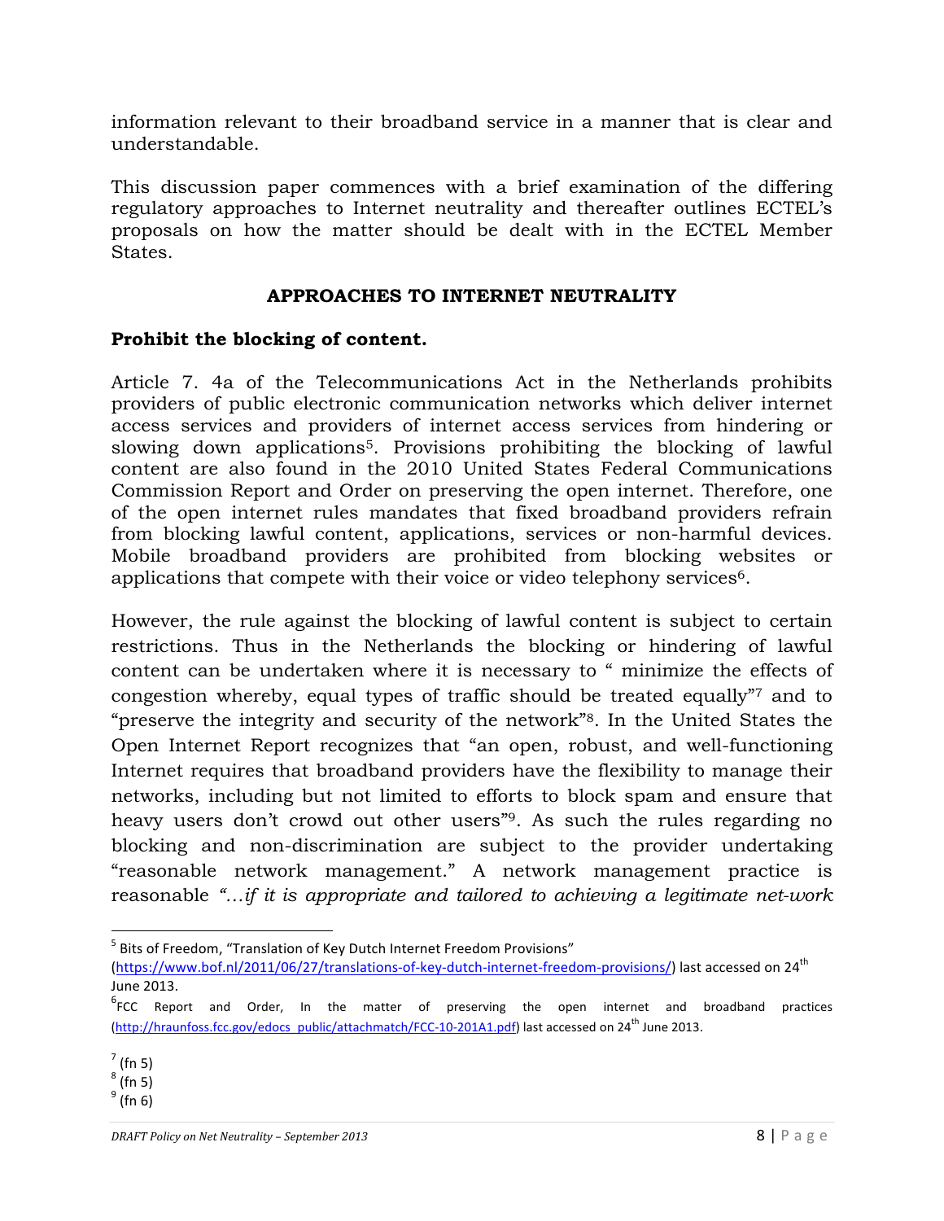information relevant to their broadband service in a manner that is clear and understandable.

This discussion paper commences with a brief examination of the differing regulatory approaches to Internet neutrality and thereafter outlines ECTEL's proposals on how the matter should be dealt with in the ECTEL Member States.

## APPROACHES TO INTERNET NEUTRALITY

### Prohibit the blocking of content.

Article 7. 4a of the Telecommunications Act in the Netherlands prohibits providers of public electronic communication networks which deliver internet access services and providers of internet access services from hindering or slowing down applications[5]. Provisions prohibiting the blocking of lawful content are also found in the 2010 United States Federal Communications Commission Report and Order on preserving the open internet. Therefore, one of the open internet rules mandates that fixed broadband providers refrain from blocking lawful content, applications, services or non-harmful devices. Mobile broadband providers are prohibited from blocking websites or applications that compete with their voice or video telephony services[6].

However, the rule against the blocking of lawful content is subject to certain restrictions. Thus in the Netherlands the blocking or hindering of lawful content can be undertaken where it is necessary to " minimize the effects of congestion whereby, equal types of traffic should be treated equally"[7] and to "preserve the integrity and security of the network"[8]. In the United States the Open Internet Report recognizes that "an open, robust, and well-functioning Internet requires that broadband providers have the flexibility to manage their networks, including but not limited to efforts to block spam and ensure that heavy users don't crowd out other users"[9]. As such the rules regarding no blocking and non-discrimination are subject to the provider undertaking "reasonable network management." A network management practice is reasonable *"…if it is appropriate and tailored to achieving a legitimate net-work*

---

[5] Bits of Freedom, "Translation of Key Dutch Internet Freedom Provisions" (https://www.bof.nl/2011/06/27/translations-of-key-dutch-internet-freedom-provisions/) last accessed on 24th June 2013.

[6] FCC Report and Order, In the matter of preserving the open internet and broadband practices (http://hraunfoss.fcc.gov/edocs_public/attachmatch/FCC-10-201A1.pdf) last accessed on 24th June 2013.

[7] (fn 5)

[8] (fn 5)

[9] (fn 6)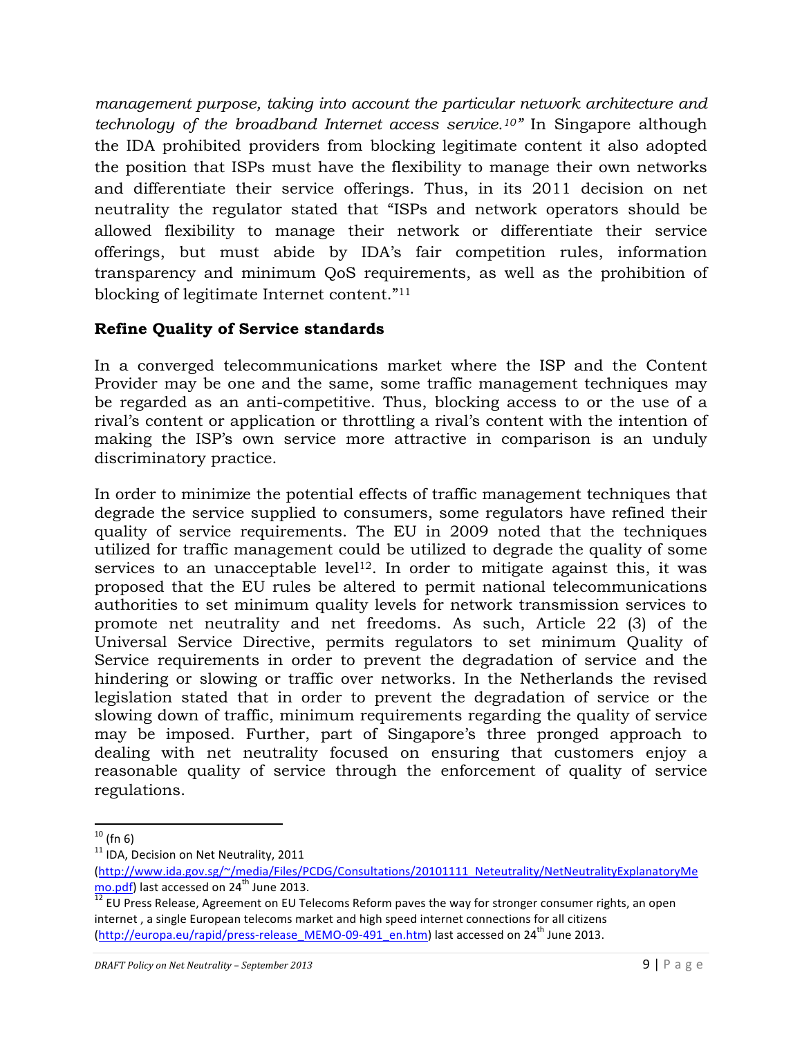*management purpose, taking into account the particular network architecture and technology of the broadband Internet access service.[10]"* In Singapore although the IDA prohibited providers from blocking legitimate content it also adopted the position that ISPs must have the flexibility to manage their own networks and differentiate their service offerings. Thus, in its 2011 decision on net neutrality the regulator stated that "ISPs and network operators should be allowed flexibility to manage their network or differentiate their service offerings, but must abide by IDA's fair competition rules, information transparency and minimum QoS requirements, as well as the prohibition of blocking of legitimate Internet content."[11]

**Refine Quality of Service standards**

In a converged telecommunications market where the ISP and the Content Provider may be one and the same, some traffic management techniques may be regarded as an anti-competitive. Thus, blocking access to or the use of a rival's content or application or throttling a rival's content with the intention of making the ISP's own service more attractive in comparison is an unduly discriminatory practice.

In order to minimize the potential effects of traffic management techniques that degrade the service supplied to consumers, some regulators have refined their quality of service requirements. The EU in 2009 noted that the techniques utilized for traffic management could be utilized to degrade the quality of some services to an unacceptable level[12]. In order to mitigate against this, it was proposed that the EU rules be altered to permit national telecommunications authorities to set minimum quality levels for network transmission services to promote net neutrality and net freedoms. As such, Article 22 (3) of the Universal Service Directive, permits regulators to set minimum Quality of Service requirements in order to prevent the degradation of service and the hindering or slowing or traffic over networks. In the Netherlands the revised legislation stated that in order to prevent the degradation of service or the slowing down of traffic, minimum requirements regarding the quality of service may be imposed. Further, part of Singapore's three pronged approach to dealing with net neutrality focused on ensuring that customers enjoy a reasonable quality of service through the enforcement of quality of service regulations.

---

[10] (fn 6)

[11] IDA, Decision on Net Neutrality, 2011 (http://www.ida.gov.sg/~/media/Files/PCDG/Consultations/20101111_Neteutrality/NetNeutralityExplanatoryMemo.pdf) last accessed on 24th June 2013.

[12] EU Press Release, Agreement on EU Telecoms Reform paves the way for stronger consumer rights, an open internet , a single European telecoms market and high speed internet connections for all citizens (http://europa.eu/rapid/press-release_MEMO-09-491_en.htm) last accessed on 24th June 2013.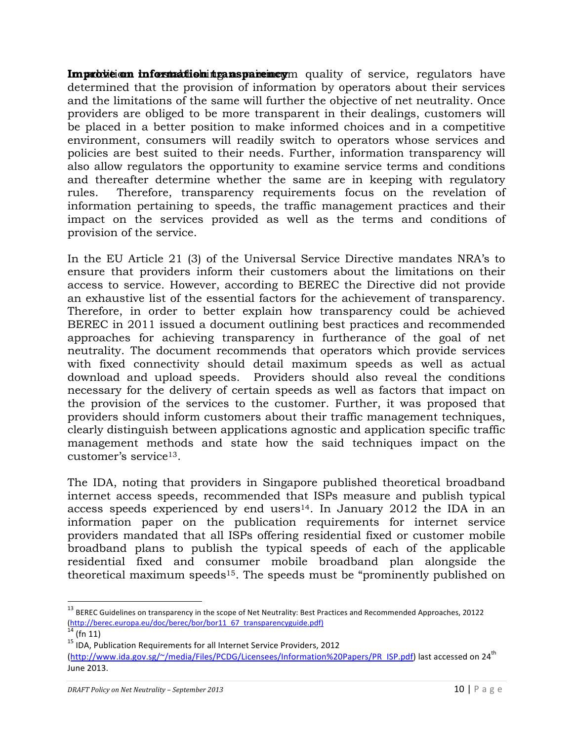**Improve on information transparency**

In addition to establishing a minimum quality of service, regulators have determined that the provision of information by operators about their services and the limitations of the same will further the objective of net neutrality. Once providers are obliged to be more transparent in their dealings, customers will be placed in a better position to make informed choices and in a competitive environment, consumers will readily switch to operators whose services and policies are best suited to their needs. Further, information transparency will also allow regulators the opportunity to examine service terms and conditions and thereafter determine whether the same are in keeping with regulatory rules. Therefore, transparency requirements focus on the revelation of information pertaining to speeds, the traffic management practices and their impact on the services provided as well as the terms and conditions of provision of the service.

In the EU Article 21 (3) of the Universal Service Directive mandates NRA's to ensure that providers inform their customers about the limitations on their access to service. However, according to BEREC the Directive did not provide an exhaustive list of the essential factors for the achievement of transparency. Therefore, in order to better explain how transparency could be achieved BEREC in 2011 issued a document outlining best practices and recommended approaches for achieving transparency in furtherance of the goal of net neutrality. The document recommends that operators which provide services with fixed connectivity should detail maximum speeds as well as actual download and upload speeds. Providers should also reveal the conditions necessary for the delivery of certain speeds as well as factors that impact on the provision of the services to the customer. Further, it was proposed that providers should inform customers about their traffic management techniques, clearly distinguish between applications agnostic and application specific traffic management methods and state how the said techniques impact on the customer's service[13].

The IDA, noting that providers in Singapore published theoretical broadband internet access speeds, recommended that ISPs measure and publish typical access speeds experienced by end users[14]. In January 2012 the IDA in an information paper on the publication requirements for internet service providers mandated that all ISPs offering residential fixed or customer mobile broadband plans to publish the typical speeds of each of the applicable residential fixed and consumer mobile broadband plan alongside the theoretical maximum speeds[15]. The speeds must be "prominently published on

---

[13] BEREC Guidelines on transparency in the scope of Net Neutrality: Best Practices and Recommended Approaches, 20122 (http://berec.europa.eu/doc/berec/bor/bor11_67_transparencyguide.pdf)

[14] (fn 11)

[15] IDA, Publication Requirements for all Internet Service Providers, 2012 (http://www.ida.gov.sg/~/media/Files/PCDG/Licensees/Information%20Papers/PR_ISP.pdf) last accessed on 24th June 2013.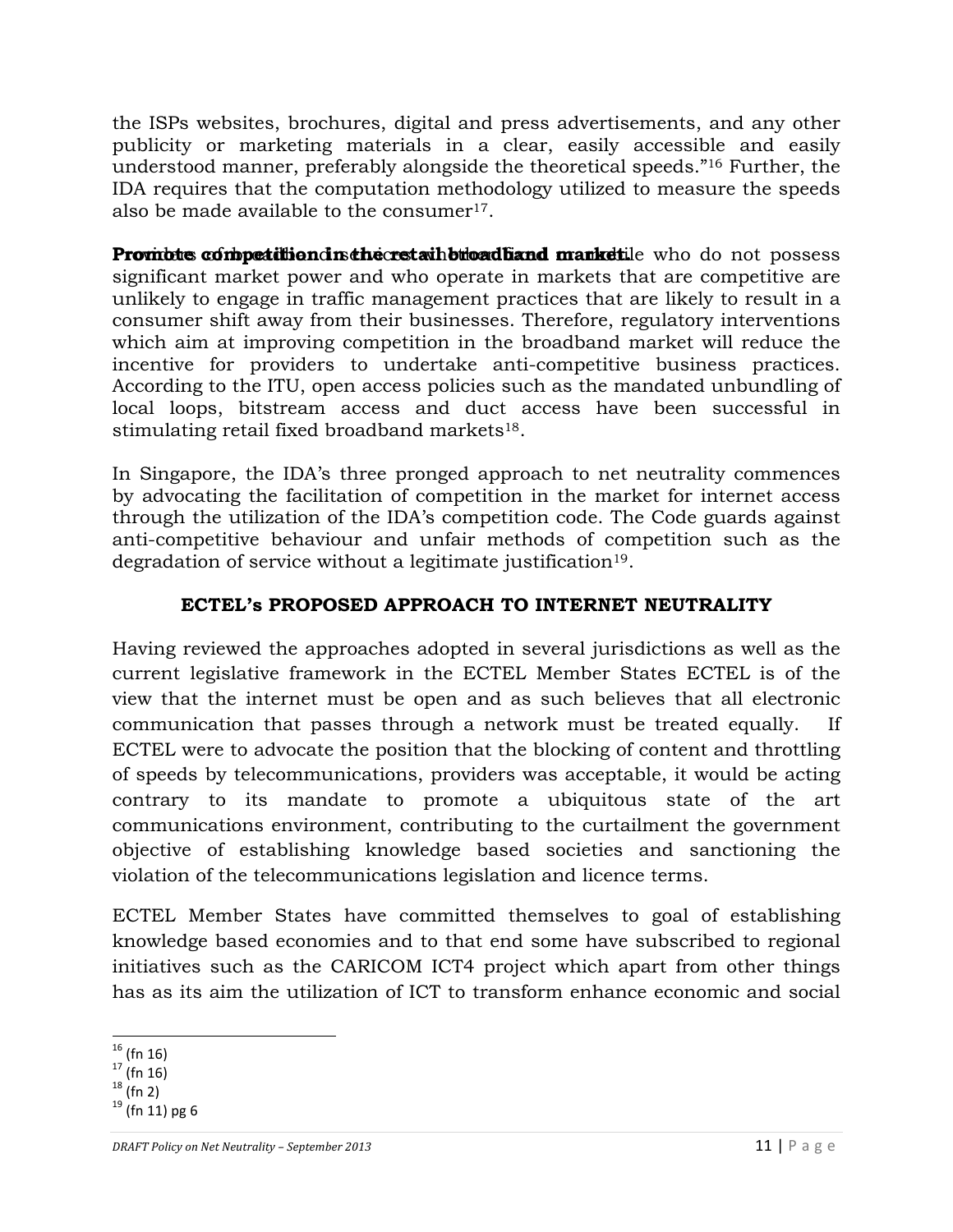the ISPs websites, brochures, digital and press advertisements, and any other publicity or marketing materials in a clear, easily accessible and easily understood manner, preferably alongside the theoretical speeds."[16] Further, the IDA requires that the computation methodology utilized to measure the speeds also be made available to the consumer[17].

**Promote competition in the retail broadband market.** ...le who do not possess significant market power and who operate in markets that are competitive are unlikely to engage in traffic management practices that are likely to result in a consumer shift away from their businesses. Therefore, regulatory interventions which aim at improving competition in the broadband market will reduce the incentive for providers to undertake anti-competitive business practices. According to the ITU, open access policies such as the mandated unbundling of local loops, bitstream access and duct access have been successful in stimulating retail fixed broadband markets[18].

In Singapore, the IDA's three pronged approach to net neutrality commences by advocating the facilitation of competition in the market for internet access through the utilization of the IDA's competition code. The Code guards against anti-competitive behaviour and unfair methods of competition such as the degradation of service without a legitimate justification[19].

## ECTEL's PROPOSED APPROACH TO INTERNET NEUTRALITY

Having reviewed the approaches adopted in several jurisdictions as well as the current legislative framework in the ECTEL Member States ECTEL is of the view that the internet must be open and as such believes that all electronic communication that passes through a network must be treated equally. If ECTEL were to advocate the position that the blocking of content and throttling of speeds by telecommunications, providers was acceptable, it would be acting contrary to its mandate to promote a ubiquitous state of the art communications environment, contributing to the curtailment the government objective of establishing knowledge based societies and sanctioning the violation of the telecommunications legislation and licence terms.

ECTEL Member States have committed themselves to goal of establishing knowledge based economies and to that end some have subscribed to regional initiatives such as the CARICOM ICT4 project which apart from other things has as its aim the utilization of ICT to transform enhance economic and social

---

[16] (fn 16)
[17] (fn 16)
[18] (fn 2)
[19] (fn 11) pg 6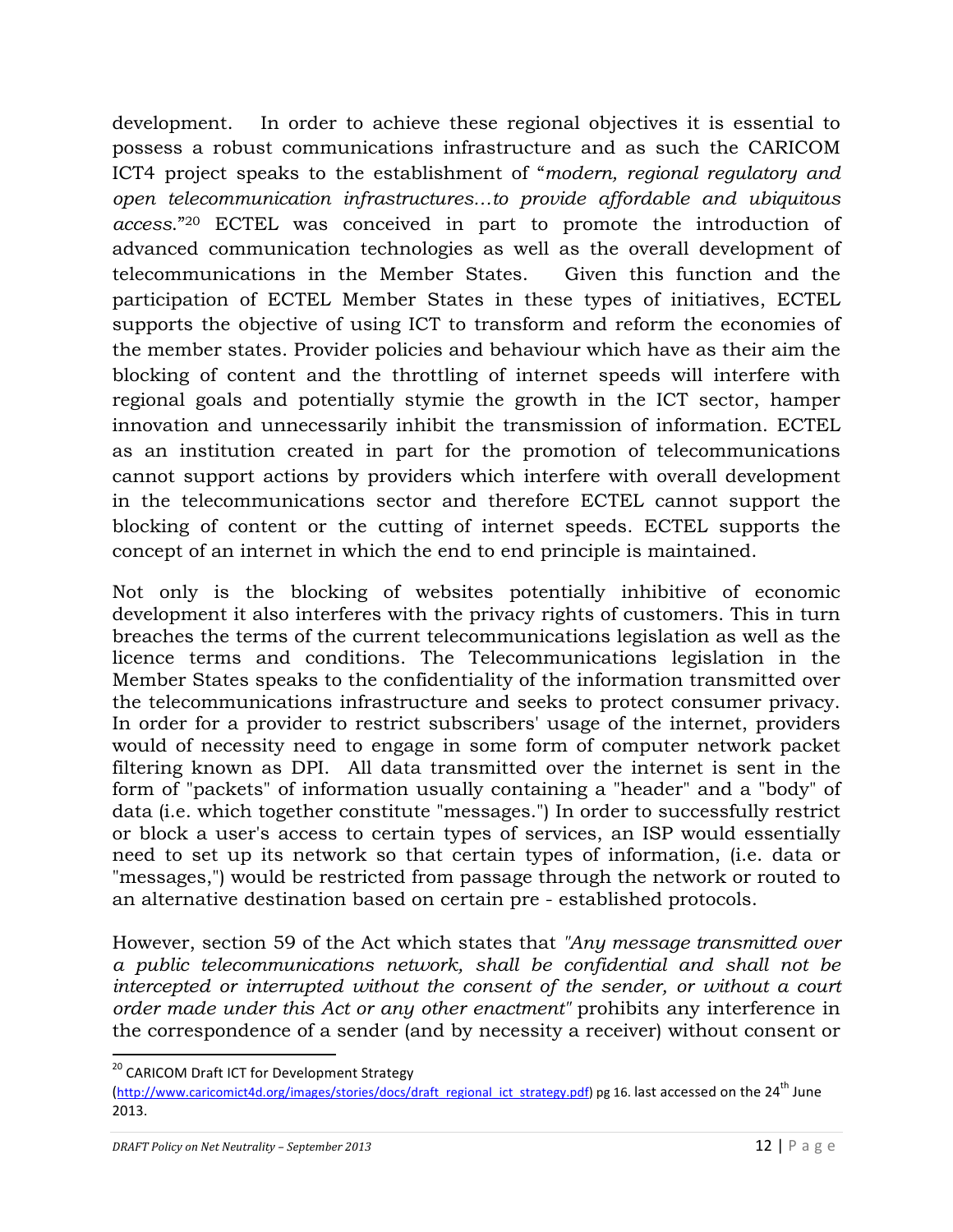development. In order to achieve these regional objectives it is essential to possess a robust communications infrastructure and as such the CARICOM ICT4 project speaks to the establishment of "*modern, regional regulatory and open telecommunication infrastructures…to provide affordable and ubiquitous access.*"[20] ECTEL was conceived in part to promote the introduction of advanced communication technologies as well as the overall development of telecommunications in the Member States. Given this function and the participation of ECTEL Member States in these types of initiatives, ECTEL supports the objective of using ICT to transform and reform the economies of the member states. Provider policies and behaviour which have as their aim the blocking of content and the throttling of internet speeds will interfere with regional goals and potentially stymie the growth in the ICT sector, hamper innovation and unnecessarily inhibit the transmission of information. ECTEL as an institution created in part for the promotion of telecommunications cannot support actions by providers which interfere with overall development in the telecommunications sector and therefore ECTEL cannot support the blocking of content or the cutting of internet speeds. ECTEL supports the concept of an internet in which the end to end principle is maintained.

Not only is the blocking of websites potentially inhibitive of economic development it also interferes with the privacy rights of customers. This in turn breaches the terms of the current telecommunications legislation as well as the licence terms and conditions. The Telecommunications legislation in the Member States speaks to the confidentiality of the information transmitted over the telecommunications infrastructure and seeks to protect consumer privacy. In order for a provider to restrict subscribers' usage of the internet, providers would of necessity need to engage in some form of computer network packet filtering known as DPI. All data transmitted over the internet is sent in the form of "packets" of information usually containing a "header" and a "body" of data (i.e. which together constitute "messages.") In order to successfully restrict or block a user's access to certain types of services, an ISP would essentially need to set up its network so that certain types of information, (i.e. data or "messages,") would be restricted from passage through the network or routed to an alternative destination based on certain pre - established protocols.

However, section 59 of the Act which states that *"Any message transmitted over a public telecommunications network, shall be confidential and shall not be intercepted or interrupted without the consent of the sender, or without a court order made under this Act or any other enactment"* prohibits any interference in the correspondence of a sender (and by necessity a receiver) without consent or

---

[20] CARICOM Draft ICT for Development Strategy (http://www.caricomict4d.org/images/stories/docs/draft_regional_ict_strategy.pdf) pg 16. last accessed on the 24th June 2013.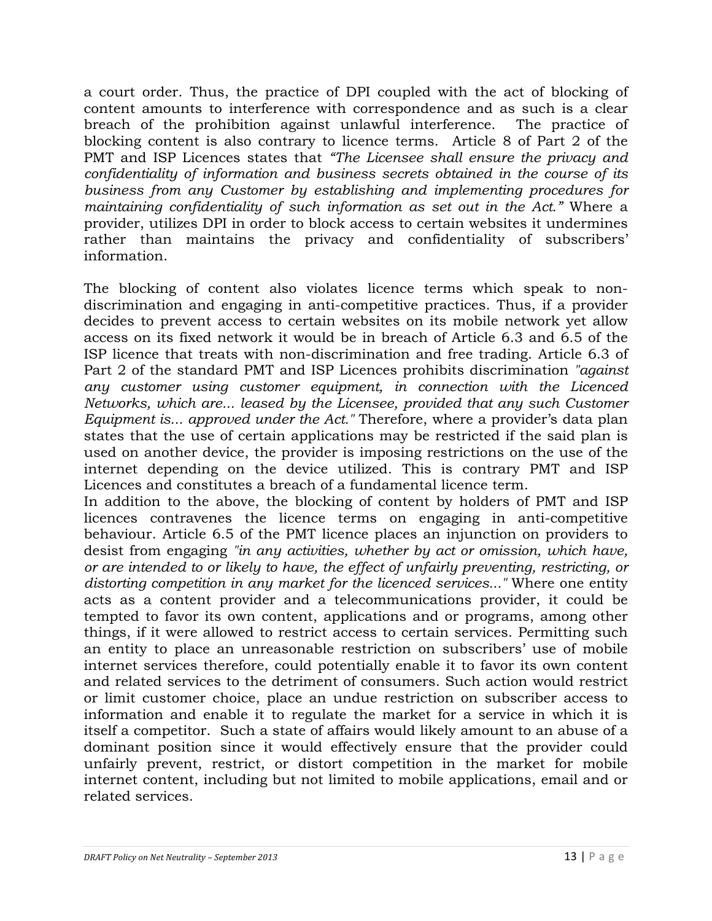a court order. Thus, the practice of DPI coupled with the act of blocking of content amounts to interference with correspondence and as such is a clear breach of the prohibition against unlawful interference. The practice of blocking content is also contrary to licence terms. Article 8 of Part 2 of the PMT and ISP Licences states that *"The Licensee shall ensure the privacy and confidentiality of information and business secrets obtained in the course of its business from any Customer by establishing and implementing procedures for maintaining confidentiality of such information as set out in the Act."* Where a provider, utilizes DPI in order to block access to certain websites it undermines rather than maintains the privacy and confidentiality of subscribers' information.

The blocking of content also violates licence terms which speak to non-discrimination and engaging in anti-competitive practices. Thus, if a provider decides to prevent access to certain websites on its mobile network yet allow access on its fixed network it would be in breach of Article 6.3 and 6.5 of the ISP licence that treats with non-discrimination and free trading. Article 6.3 of Part 2 of the standard PMT and ISP Licences prohibits discrimination *"against any customer using customer equipment, in connection with the Licenced Networks, which are... leased by the Licensee, provided that any such Customer Equipment is... approved under the Act."* Therefore, where a provider's data plan states that the use of certain applications may be restricted if the said plan is used on another device, the provider is imposing restrictions on the use of the internet depending on the device utilized. This is contrary PMT and ISP Licences and constitutes a breach of a fundamental licence term.

In addition to the above, the blocking of content by holders of PMT and ISP licences contravenes the licence terms on engaging in anti-competitive behaviour. Article 6.5 of the PMT licence places an injunction on providers to desist from engaging *"in any activities, whether by act or omission, which have, or are intended to or likely to have, the effect of unfairly preventing, restricting, or distorting competition in any market for the licenced services..."* Where one entity acts as a content provider and a telecommunications provider, it could be tempted to favor its own content, applications and or programs, among other things, if it were allowed to restrict access to certain services. Permitting such an entity to place an unreasonable restriction on subscribers' use of mobile internet services therefore, could potentially enable it to favor its own content and related services to the detriment of consumers. Such action would restrict or limit customer choice, place an undue restriction on subscriber access to information and enable it to regulate the market for a service in which it is itself a competitor. Such a state of affairs would likely amount to an abuse of a dominant position since it would effectively ensure that the provider could unfairly prevent, restrict, or distort competition in the market for mobile internet content, including but not limited to mobile applications, email and or related services.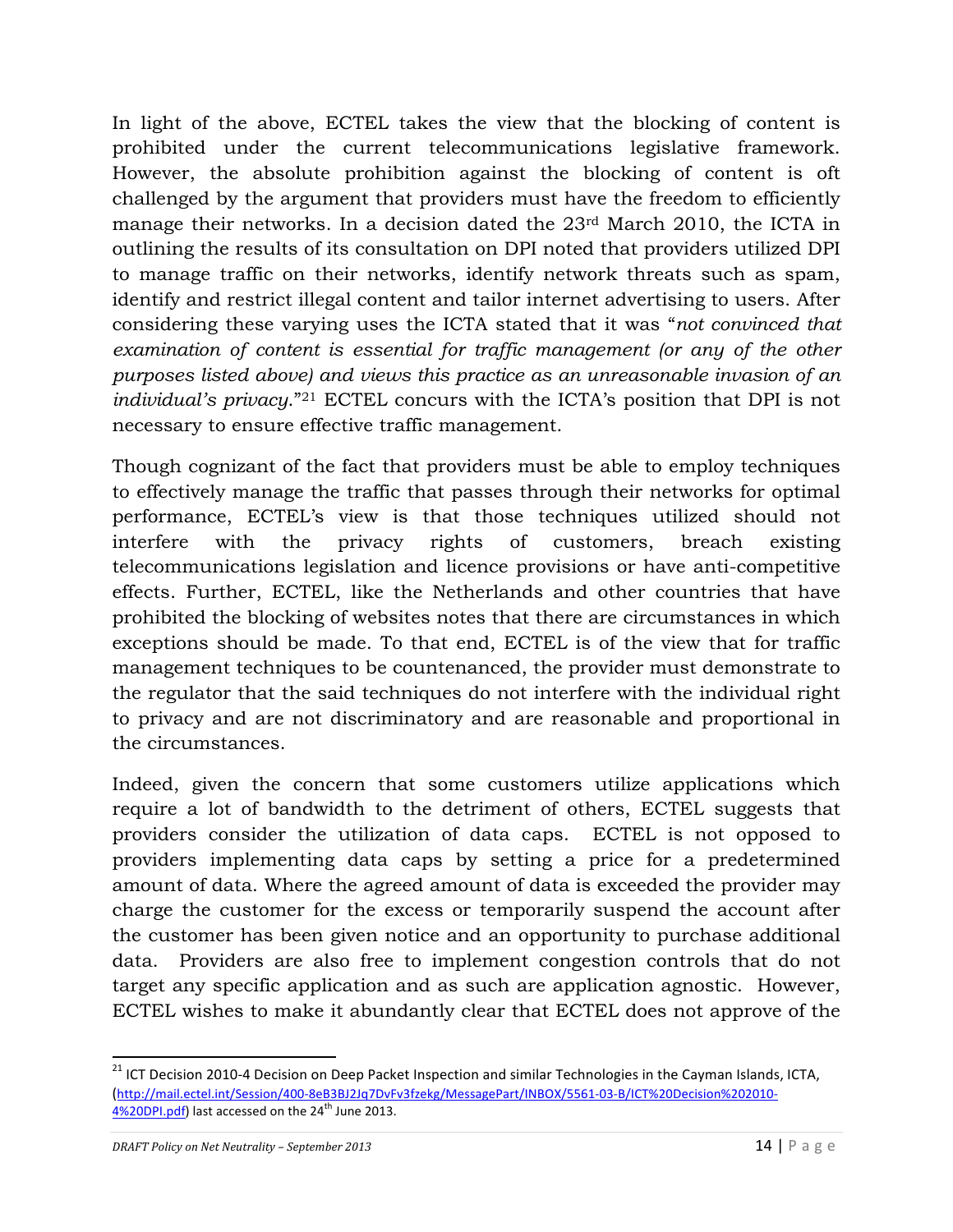In light of the above, ECTEL takes the view that the blocking of content is prohibited under the current telecommunications legislative framework. However, the absolute prohibition against the blocking of content is oft challenged by the argument that providers must have the freedom to efficiently manage their networks. In a decision dated the 23rd March 2010, the ICTA in outlining the results of its consultation on DPI noted that providers utilized DPI to manage traffic on their networks, identify network threats such as spam, identify and restrict illegal content and tailor internet advertising to users. After considering these varying uses the ICTA stated that it was "*not convinced that examination of content is essential for traffic management (or any of the other purposes listed above) and views this practice as an unreasonable invasion of an individual's privacy*."[21] ECTEL concurs with the ICTA's position that DPI is not necessary to ensure effective traffic management.

Though cognizant of the fact that providers must be able to employ techniques to effectively manage the traffic that passes through their networks for optimal performance, ECTEL's view is that those techniques utilized should not interfere with the privacy rights of customers, breach existing telecommunications legislation and licence provisions or have anti-competitive effects. Further, ECTEL, like the Netherlands and other countries that have prohibited the blocking of websites notes that there are circumstances in which exceptions should be made. To that end, ECTEL is of the view that for traffic management techniques to be countenanced, the provider must demonstrate to the regulator that the said techniques do not interfere with the individual right to privacy and are not discriminatory and are reasonable and proportional in the circumstances.

Indeed, given the concern that some customers utilize applications which require a lot of bandwidth to the detriment of others, ECTEL suggests that providers consider the utilization of data caps. ECTEL is not opposed to providers implementing data caps by setting a price for a predetermined amount of data. Where the agreed amount of data is exceeded the provider may charge the customer for the excess or temporarily suspend the account after the customer has been given notice and an opportunity to purchase additional data. Providers are also free to implement congestion controls that do not target any specific application and as such are application agnostic. However, ECTEL wishes to make it abundantly clear that ECTEL does not approve of the

---

[21] ICT Decision 2010-4 Decision on Deep Packet Inspection and similar Technologies in the Cayman Islands, ICTA, (http://mail.ectel.int/Session/400-8eB3BJ2Jq7DvFv3fzekg/MessagePart/INBOX/5561-03-B/ICT%20Decision%202010-4%20DPI.pdf) last accessed on the 24th June 2013.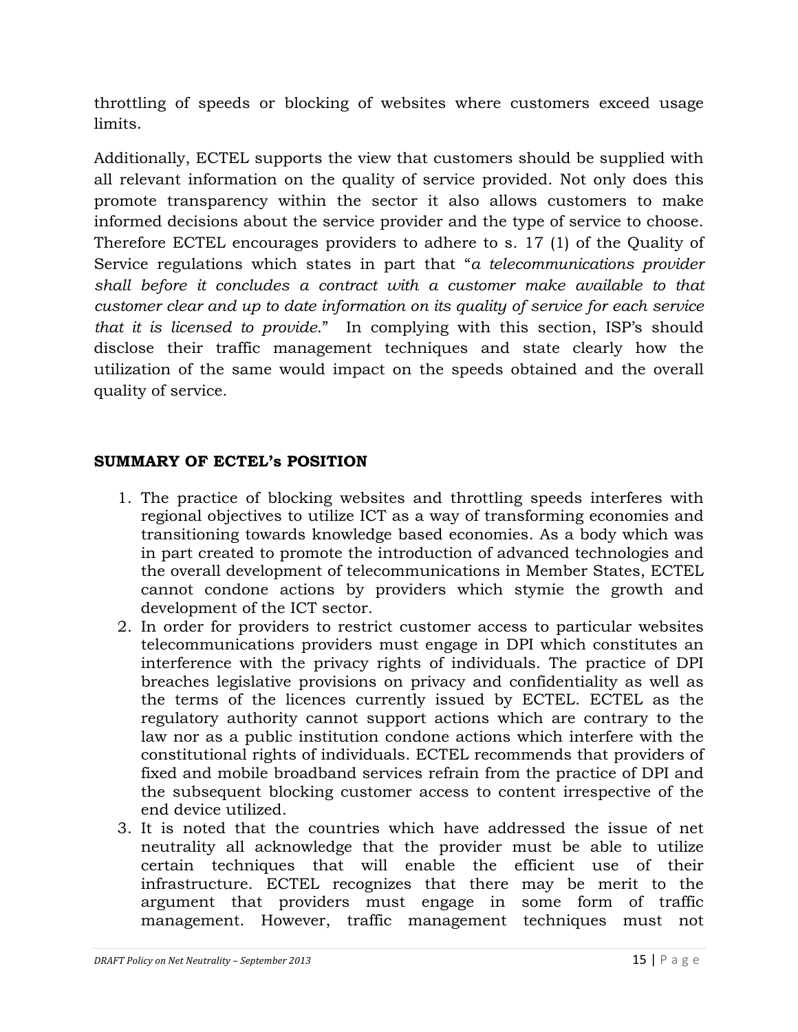throttling of speeds or blocking of websites where customers exceed usage limits.

Additionally, ECTEL supports the view that customers should be supplied with all relevant information on the quality of service provided. Not only does this promote transparency within the sector it also allows customers to make informed decisions about the service provider and the type of service to choose. Therefore ECTEL encourages providers to adhere to s. 17 (1) of the Quality of Service regulations which states in part that "*a telecommunications provider shall before it concludes a contract with a customer make available to that customer clear and up to date information on its quality of service for each service that it is licensed to provide*." In complying with this section, ISP's should disclose their traffic management techniques and state clearly how the utilization of the same would impact on the speeds obtained and the overall quality of service.

## SUMMARY OF ECTEL's POSITION

1. The practice of blocking websites and throttling speeds interferes with regional objectives to utilize ICT as a way of transforming economies and transitioning towards knowledge based economies. As a body which was in part created to promote the introduction of advanced technologies and the overall development of telecommunications in Member States, ECTEL cannot condone actions by providers which stymie the growth and development of the ICT sector.
2. In order for providers to restrict customer access to particular websites telecommunications providers must engage in DPI which constitutes an interference with the privacy rights of individuals. The practice of DPI breaches legislative provisions on privacy and confidentiality as well as the terms of the licences currently issued by ECTEL. ECTEL as the regulatory authority cannot support actions which are contrary to the law nor as a public institution condone actions which interfere with the constitutional rights of individuals. ECTEL recommends that providers of fixed and mobile broadband services refrain from the practice of DPI and the subsequent blocking customer access to content irrespective of the end device utilized.
3. It is noted that the countries which have addressed the issue of net neutrality all acknowledge that the provider must be able to utilize certain techniques that will enable the efficient use of their infrastructure. ECTEL recognizes that there may be merit to the argument that providers must engage in some form of traffic management. However, traffic management techniques must not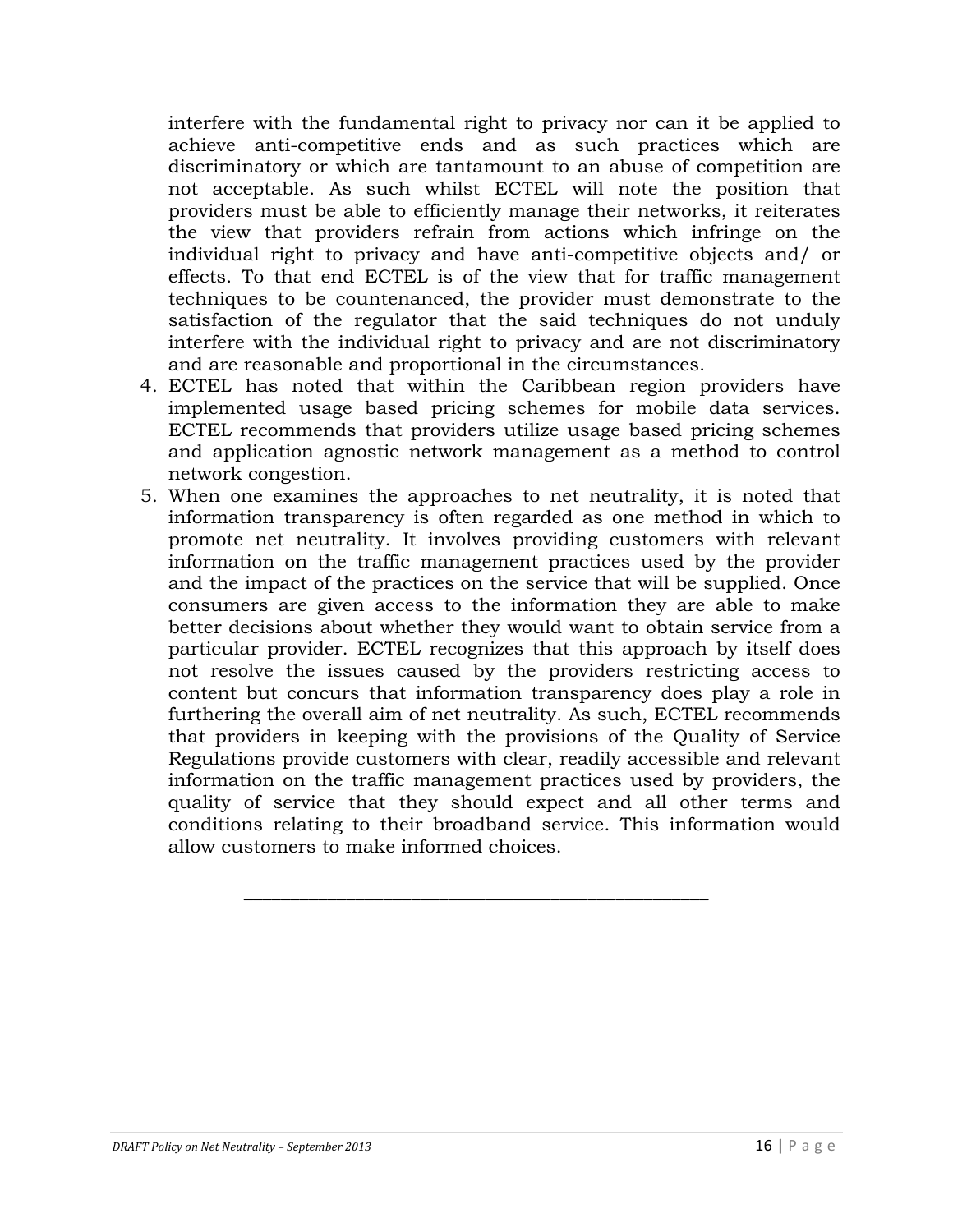interfere with the fundamental right to privacy nor can it be applied to achieve anti-competitive ends and as such practices which are discriminatory or which are tantamount to an abuse of competition are not acceptable. As such whilst ECTEL will note the position that providers must be able to efficiently manage their networks, it reiterates the view that providers refrain from actions which infringe on the individual right to privacy and have anti-competitive objects and/ or effects. To that end ECTEL is of the view that for traffic management techniques to be countenanced, the provider must demonstrate to the satisfaction of the regulator that the said techniques do not unduly interfere with the individual right to privacy and are not discriminatory and are reasonable and proportional in the circumstances.

4. ECTEL has noted that within the Caribbean region providers have implemented usage based pricing schemes for mobile data services. ECTEL recommends that providers utilize usage based pricing schemes and application agnostic network management as a method to control network congestion.
5. When one examines the approaches to net neutrality, it is noted that information transparency is often regarded as one method in which to promote net neutrality. It involves providing customers with relevant information on the traffic management practices used by the provider and the impact of the practices on the service that will be supplied. Once consumers are given access to the information they are able to make better decisions about whether they would want to obtain service from a particular provider. ECTEL recognizes that this approach by itself does not resolve the issues caused by the providers restricting access to content but concurs that information transparency does play a role in furthering the overall aim of net neutrality. As such, ECTEL recommends that providers in keeping with the provisions of the Quality of Service Regulations provide customers with clear, readily accessible and relevant information on the traffic management practices used by providers, the quality of service that they should expect and all other terms and conditions relating to their broadband service. This information would allow customers to make informed choices.

---